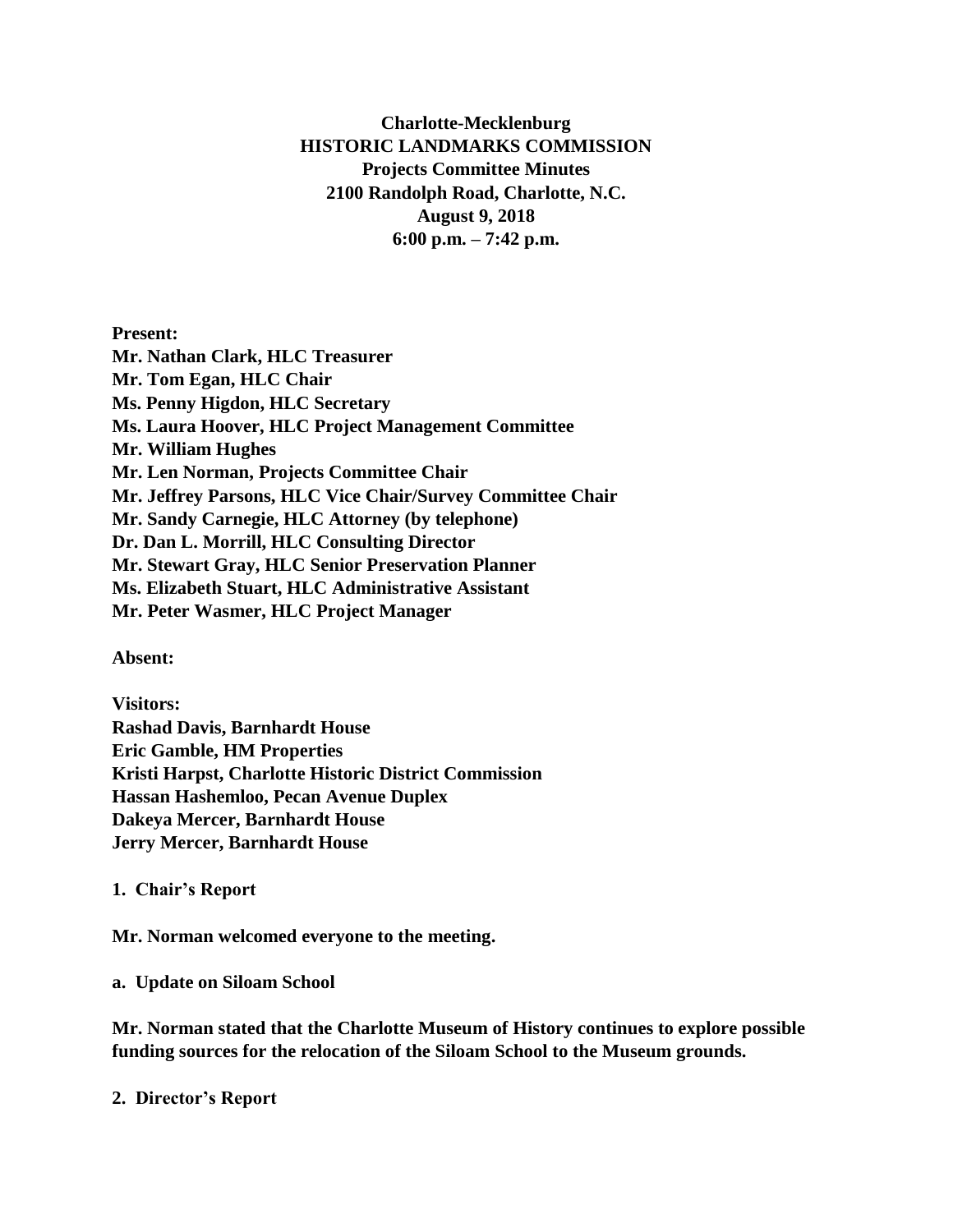# Charlotte-Mecklenburg
# HISTORIC LANDMARKS COMMISSION
## Projects Committee Minutes
**2100 Randolph Road, Charlotte, N.C.**
**August 9, 2018**
**6:00 p.m. – 7:42 p.m.**

**Present:**
**Mr. Nathan Clark, HLC Treasurer**
**Mr. Tom Egan, HLC Chair**
**Ms. Penny Higdon, HLC Secretary**
**Ms. Laura Hoover, HLC Project Management Committee**
**Mr. William Hughes**
**Mr. Len Norman, Projects Committee Chair**
**Mr. Jeffrey Parsons, HLC Vice Chair/Survey Committee Chair**
**Mr. Sandy Carnegie, HLC Attorney (by telephone)**
**Dr. Dan L. Morrill, HLC Consulting Director**
**Mr. Stewart Gray, HLC Senior Preservation Planner**
**Ms. Elizabeth Stuart, HLC Administrative Assistant**
**Mr. Peter Wasmer, HLC Project Manager**

**Absent:**

**Visitors:**
**Rashad Davis, Barnhardt House**
**Eric Gamble, HM Properties**
**Kristi Harpst, Charlotte Historic District Commission**
**Hassan Hashemloo, Pecan Avenue Duplex**
**Dakeya Mercer, Barnhardt House**
**Jerry Mercer, Barnhardt House**

**1. Chair's Report**

**Mr. Norman welcomed everyone to the meeting.**

**a. Update on Siloam School**

**Mr. Norman stated that the Charlotte Museum of History continues to explore possible funding sources for the relocation of the Siloam School to the Museum grounds.**

**2. Director's Report**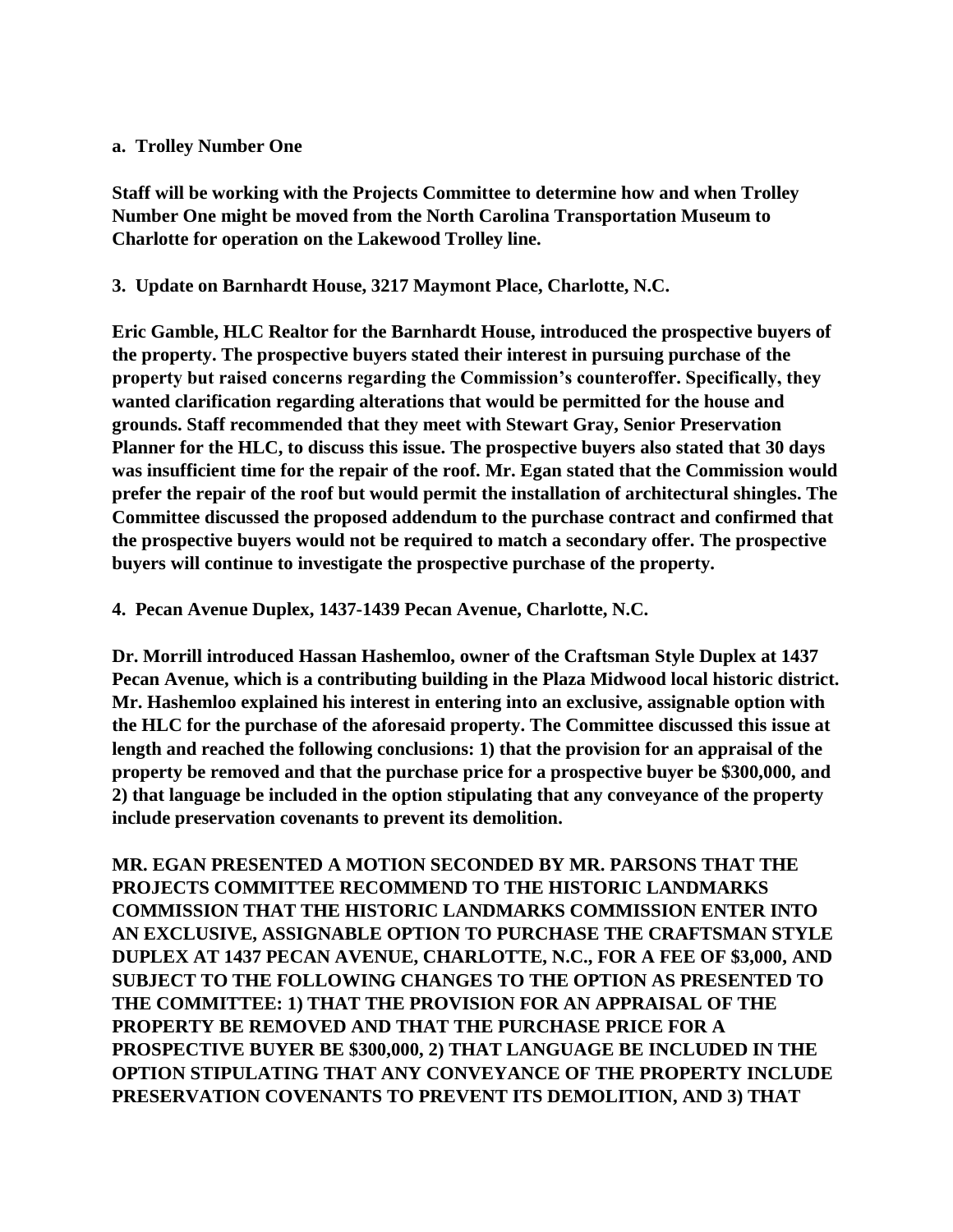**a. Trolley Number One**

**Staff will be working with the Projects Committee to determine how and when Trolley Number One might be moved from the North Carolina Transportation Museum to Charlotte for operation on the Lakewood Trolley line.**

**3. Update on Barnhardt House, 3217 Maymont Place, Charlotte, N.C.**

**Eric Gamble, HLC Realtor for the Barnhardt House, introduced the prospective buyers of the property. The prospective buyers stated their interest in pursuing purchase of the property but raised concerns regarding the Commission's counteroffer. Specifically, they wanted clarification regarding alterations that would be permitted for the house and grounds. Staff recommended that they meet with Stewart Gray, Senior Preservation Planner for the HLC, to discuss this issue. The prospective buyers also stated that 30 days was insufficient time for the repair of the roof. Mr. Egan stated that the Commission would prefer the repair of the roof but would permit the installation of architectural shingles. The Committee discussed the proposed addendum to the purchase contract and confirmed that the prospective buyers would not be required to match a secondary offer. The prospective buyers will continue to investigate the prospective purchase of the property.**

**4. Pecan Avenue Duplex, 1437-1439 Pecan Avenue, Charlotte, N.C.**

**Dr. Morrill introduced Hassan Hashemloo, owner of the Craftsman Style Duplex at 1437 Pecan Avenue, which is a contributing building in the Plaza Midwood local historic district. Mr. Hashemloo explained his interest in entering into an exclusive, assignable option with the HLC for the purchase of the aforesaid property. The Committee discussed this issue at length and reached the following conclusions: 1) that the provision for an appraisal of the property be removed and that the purchase price for a prospective buyer be $300,000, and 2) that language be included in the option stipulating that any conveyance of the property include preservation covenants to prevent its demolition.**

**MR. EGAN PRESENTED A MOTION SECONDED BY MR. PARSONS THAT THE PROJECTS COMMITTEE RECOMMEND TO THE HISTORIC LANDMARKS COMMISSION THAT THE HISTORIC LANDMARKS COMMISSION ENTER INTO AN EXCLUSIVE, ASSIGNABLE OPTION TO PURCHASE THE CRAFTSMAN STYLE DUPLEX AT 1437 PECAN AVENUE, CHARLOTTE, N.C., FOR A FEE OF $3,000, AND SUBJECT TO THE FOLLOWING CHANGES TO THE OPTION AS PRESENTED TO THE COMMITTEE: 1) THAT THE PROVISION FOR AN APPRAISAL OF THE PROPERTY BE REMOVED AND THAT THE PURCHASE PRICE FOR A PROSPECTIVE BUYER BE $300,000, 2) THAT LANGUAGE BE INCLUDED IN THE OPTION STIPULATING THAT ANY CONVEYANCE OF THE PROPERTY INCLUDE PRESERVATION COVENANTS TO PREVENT ITS DEMOLITION, AND 3) THAT**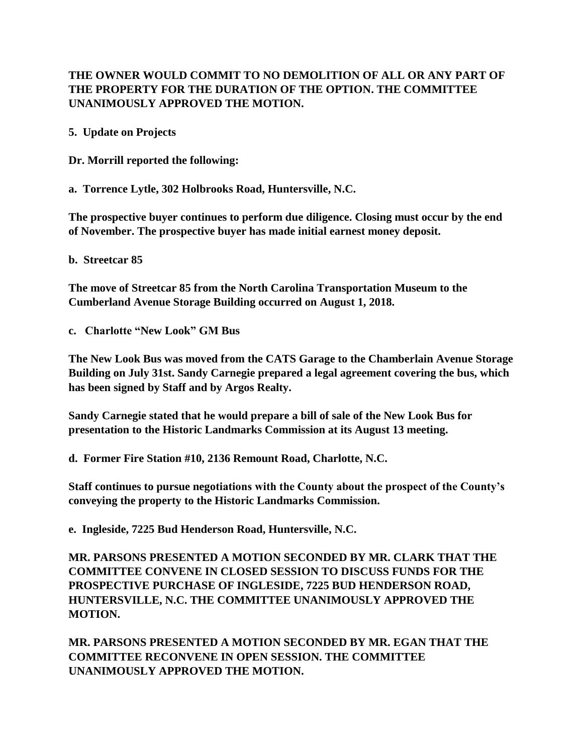**THE OWNER WOULD COMMIT TO NO DEMOLITION OF ALL OR ANY PART OF THE PROPERTY FOR THE DURATION OF THE OPTION. THE COMMITTEE UNANIMOUSLY APPROVED THE MOTION.**

**5. Update on Projects**

**Dr. Morrill reported the following:**

**a. Torrence Lytle, 302 Holbrooks Road, Huntersville, N.C.**

**The prospective buyer continues to perform due diligence. Closing must occur by the end of November. The prospective buyer has made initial earnest money deposit.**

**b. Streetcar 85**

**The move of Streetcar 85 from the North Carolina Transportation Museum to the Cumberland Avenue Storage Building occurred on August 1, 2018.**

**c. Charlotte "New Look" GM Bus**

**The New Look Bus was moved from the CATS Garage to the Chamberlain Avenue Storage Building on July 31st. Sandy Carnegie prepared a legal agreement covering the bus, which has been signed by Staff and by Argos Realty.**

**Sandy Carnegie stated that he would prepare a bill of sale of the New Look Bus for presentation to the Historic Landmarks Commission at its August 13 meeting.**

**d. Former Fire Station #10, 2136 Remount Road, Charlotte, N.C.**

**Staff continues to pursue negotiations with the County about the prospect of the County's conveying the property to the Historic Landmarks Commission.**

**e. Ingleside, 7225 Bud Henderson Road, Huntersville, N.C.**

**MR. PARSONS PRESENTED A MOTION SECONDED BY MR. CLARK THAT THE COMMITTEE CONVENE IN CLOSED SESSION TO DISCUSS FUNDS FOR THE PROSPECTIVE PURCHASE OF INGLESIDE, 7225 BUD HENDERSON ROAD, HUNTERSVILLE, N.C. THE COMMITTEE UNANIMOUSLY APPROVED THE MOTION.**

**MR. PARSONS PRESENTED A MOTION SECONDED BY MR. EGAN THAT THE COMMITTEE RECONVENE IN OPEN SESSION. THE COMMITTEE UNANIMOUSLY APPROVED THE MOTION.**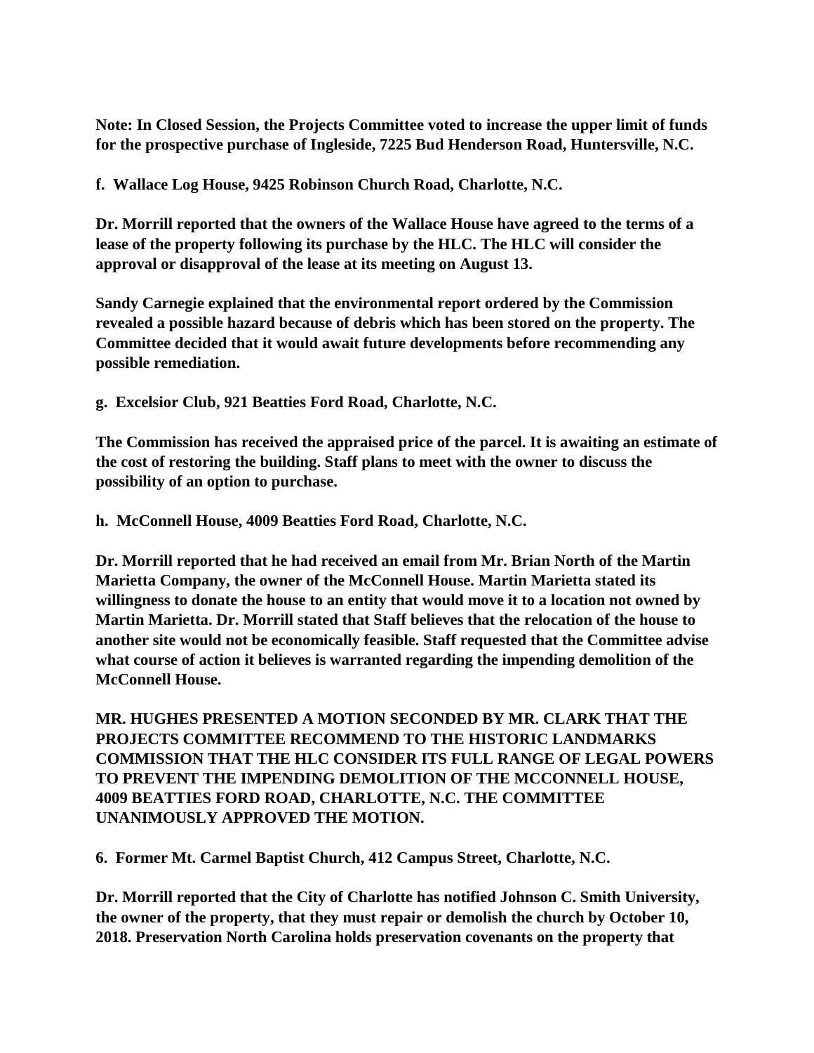**Note: In Closed Session, the Projects Committee voted to increase the upper limit of funds for the prospective purchase of Ingleside, 7225 Bud Henderson Road, Huntersville, N.C.**

**f. Wallace Log House, 9425 Robinson Church Road, Charlotte, N.C.**

**Dr. Morrill reported that the owners of the Wallace House have agreed to the terms of a lease of the property following its purchase by the HLC. The HLC will consider the approval or disapproval of the lease at its meeting on August 13.**

**Sandy Carnegie explained that the environmental report ordered by the Commission revealed a possible hazard because of debris which has been stored on the property. The Committee decided that it would await future developments before recommending any possible remediation.**

**g. Excelsior Club, 921 Beatties Ford Road, Charlotte, N.C.**

**The Commission has received the appraised price of the parcel. It is awaiting an estimate of the cost of restoring the building. Staff plans to meet with the owner to discuss the possibility of an option to purchase.**

**h. McConnell House, 4009 Beatties Ford Road, Charlotte, N.C.**

**Dr. Morrill reported that he had received an email from Mr. Brian North of the Martin Marietta Company, the owner of the McConnell House. Martin Marietta stated its willingness to donate the house to an entity that would move it to a location not owned by Martin Marietta. Dr. Morrill stated that Staff believes that the relocation of the house to another site would not be economically feasible. Staff requested that the Committee advise what course of action it believes is warranted regarding the impending demolition of the McConnell House.**

**MR. HUGHES PRESENTED A MOTION SECONDED BY MR. CLARK THAT THE PROJECTS COMMITTEE RECOMMEND TO THE HISTORIC LANDMARKS COMMISSION THAT THE HLC CONSIDER ITS FULL RANGE OF LEGAL POWERS TO PREVENT THE IMPENDING DEMOLITION OF THE MCCONNELL HOUSE, 4009 BEATTIES FORD ROAD, CHARLOTTE, N.C. THE COMMITTEE UNANIMOUSLY APPROVED THE MOTION.**

**6. Former Mt. Carmel Baptist Church, 412 Campus Street, Charlotte, N.C.**

**Dr. Morrill reported that the City of Charlotte has notified Johnson C. Smith University, the owner of the property, that they must repair or demolish the church by October 10, 2018. Preservation North Carolina holds preservation covenants on the property that**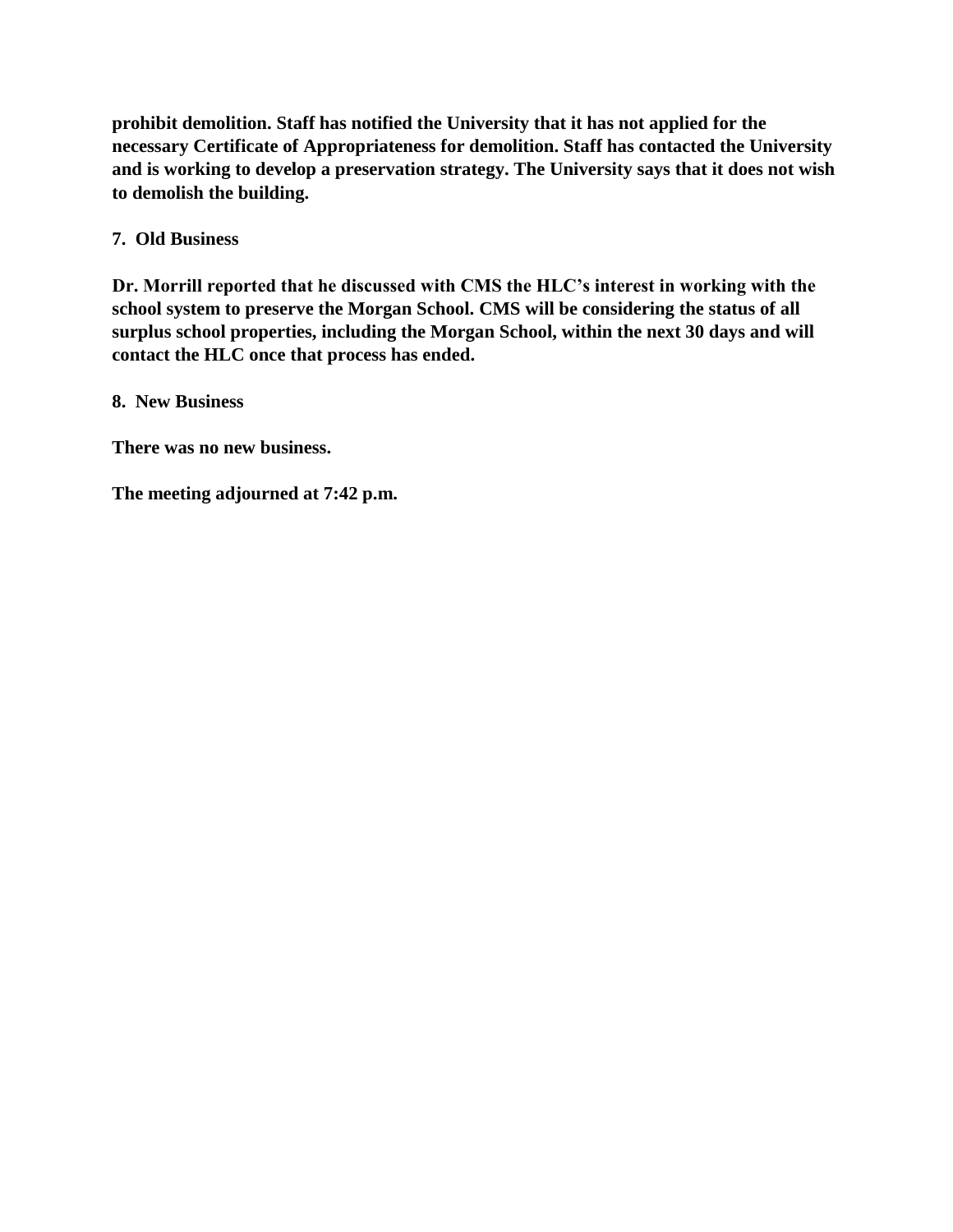**prohibit demolition. Staff has notified the University that it has not applied for the necessary Certificate of Appropriateness for demolition. Staff has contacted the University and is working to develop a preservation strategy. The University says that it does not wish to demolish the building.**

**7. Old Business**

**Dr. Morrill reported that he discussed with CMS the HLC's interest in working with the school system to preserve the Morgan School. CMS will be considering the status of all surplus school properties, including the Morgan School, within the next 30 days and will contact the HLC once that process has ended.**

**8. New Business**

**There was no new business.**

**The meeting adjourned at 7:42 p.m.**